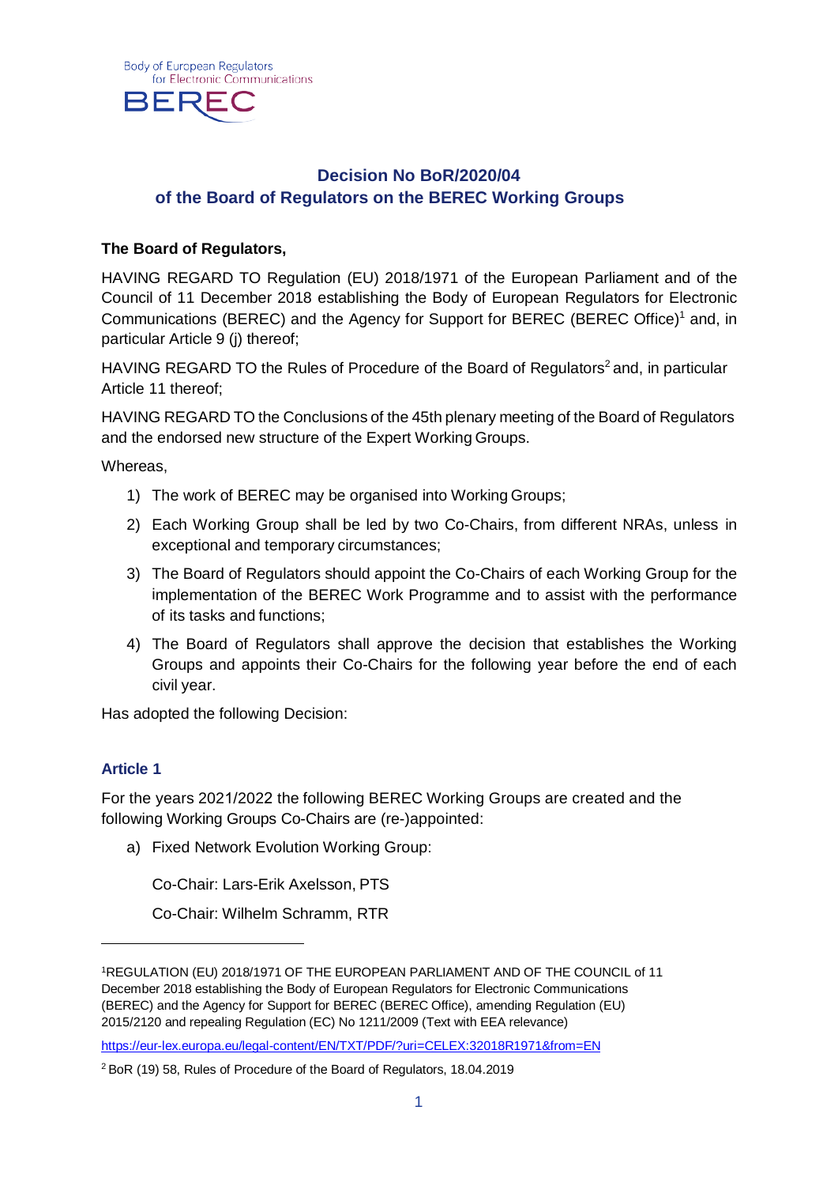Body of European Regulators for Electronic Communications

BEREC

# Decision No BoR/2020/04 of the Board of Regulators on the BEREC Working Groups

**The Board of Regulators,**

HAVING REGARD TO Regulation (EU) 2018/1971 of the European Parliament and of the Council of 11 December 2018 establishing the Body of European Regulators for Electronic Communications (BEREC) and the Agency for Support for BEREC (BEREC Office)[1] and, in particular Article 9 (j) thereof;

HAVING REGARD TO the Rules of Procedure of the Board of Regulators[2] and, in particular Article 11 thereof;

HAVING REGARD TO the Conclusions of the 45th plenary meeting of the Board of Regulators and the endorsed new structure of the Expert Working Groups.

Whereas,

1) The work of BEREC may be organised into Working Groups;
2) Each Working Group shall be led by two Co-Chairs, from different NRAs, unless in exceptional and temporary circumstances;
3) The Board of Regulators should appoint the Co-Chairs of each Working Group for the implementation of the BEREC Work Programme and to assist with the performance of its tasks and functions;
4) The Board of Regulators shall approve the decision that establishes the Working Groups and appoints their Co-Chairs for the following year before the end of each civil year.

Has adopted the following Decision:

## Article 1

For the years 2021/2022 the following BEREC Working Groups are created and the following Working Groups Co-Chairs are (re-)appointed:

a) Fixed Network Evolution Working Group:

   Co-Chair: Lars-Erik Axelsson, PTS

   Co-Chair: Wilhelm Schramm, RTR

---

[1] REGULATION (EU) 2018/1971 OF THE EUROPEAN PARLIAMENT AND OF THE COUNCIL of 11 December 2018 establishing the Body of European Regulators for Electronic Communications (BEREC) and the Agency for Support for BEREC (BEREC Office), amending Regulation (EU) 2015/2120 and repealing Regulation (EC) No 1211/2009 (Text with EEA relevance)

https://eur-lex.europa.eu/legal-content/EN/TXT/PDF/?uri=CELEX:32018R1971&from=EN

[2] BoR (19) 58, Rules of Procedure of the Board of Regulators, 18.04.2019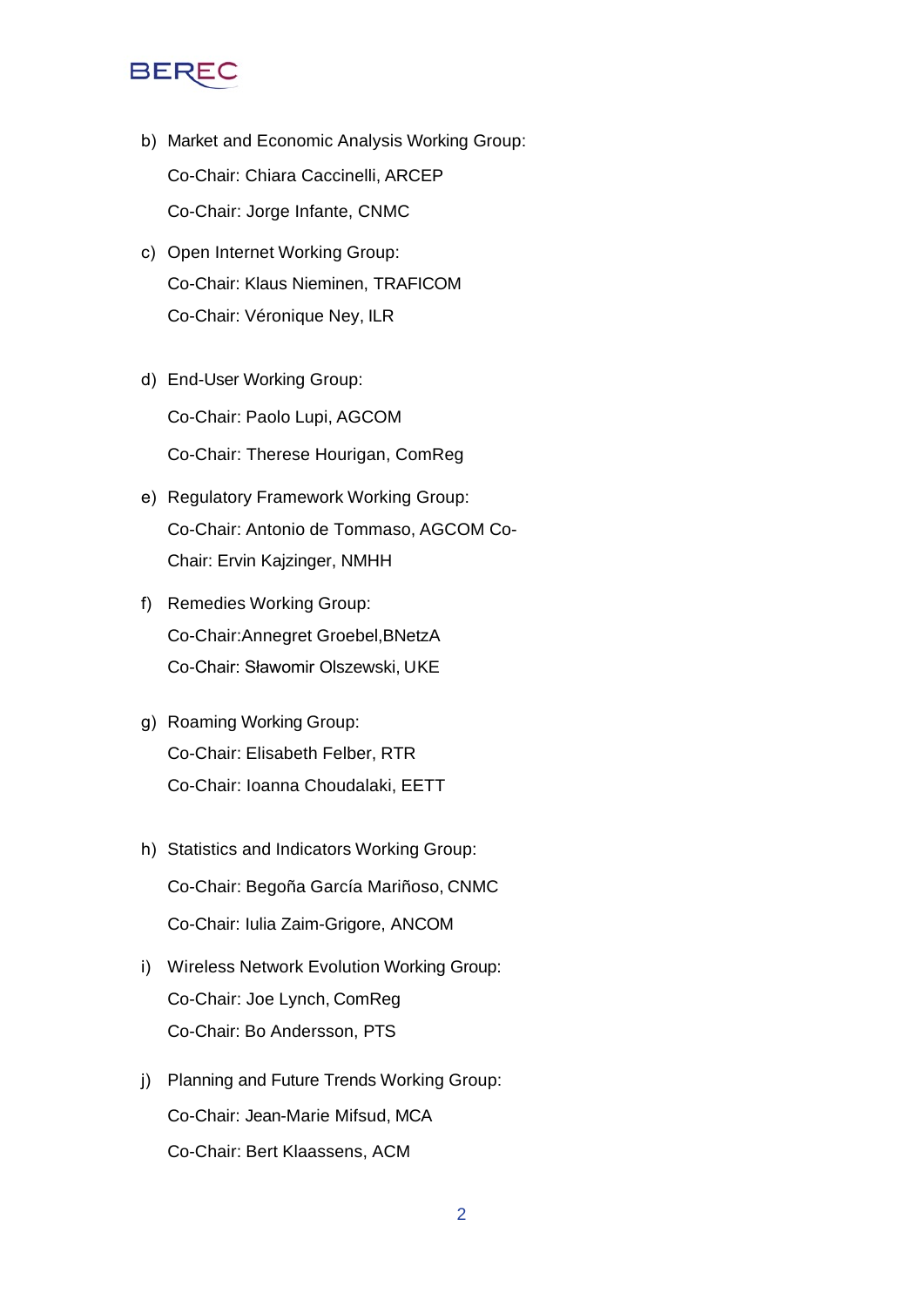b) Market and Economic Analysis Working Group:

   Co-Chair: Chiara Caccinelli, ARCEP

   Co-Chair: Jorge Infante, CNMC

c) Open Internet Working Group:

   Co-Chair: Klaus Nieminen, TRAFICOM

   Co-Chair: Véronique Ney, ILR

d) End-User Working Group:

   Co-Chair: Paolo Lupi, AGCOM

   Co-Chair: Therese Hourigan, ComReg

e) Regulatory Framework Working Group:

   Co-Chair: Antonio de Tommaso, AGCOM Co-Chair: Ervin Kajzinger, NMHH

f) Remedies Working Group:

   Co-Chair:Annegret Groebel,BNetzA

   Co-Chair: Sławomir Olszewski, UKE

g) Roaming Working Group:

   Co-Chair: Elisabeth Felber, RTR

   Co-Chair: Ioanna Choudalaki, EETT

h) Statistics and Indicators Working Group:

   Co-Chair: Begoña García Mariñoso, CNMC

   Co-Chair: Iulia Zaim-Grigore, ANCOM

i) Wireless Network Evolution Working Group:

   Co-Chair: Joe Lynch, ComReg

   Co-Chair: Bo Andersson, PTS

j) Planning and Future Trends Working Group:

   Co-Chair: Jean-Marie Mifsud, MCA

   Co-Chair: Bert Klaassens, ACM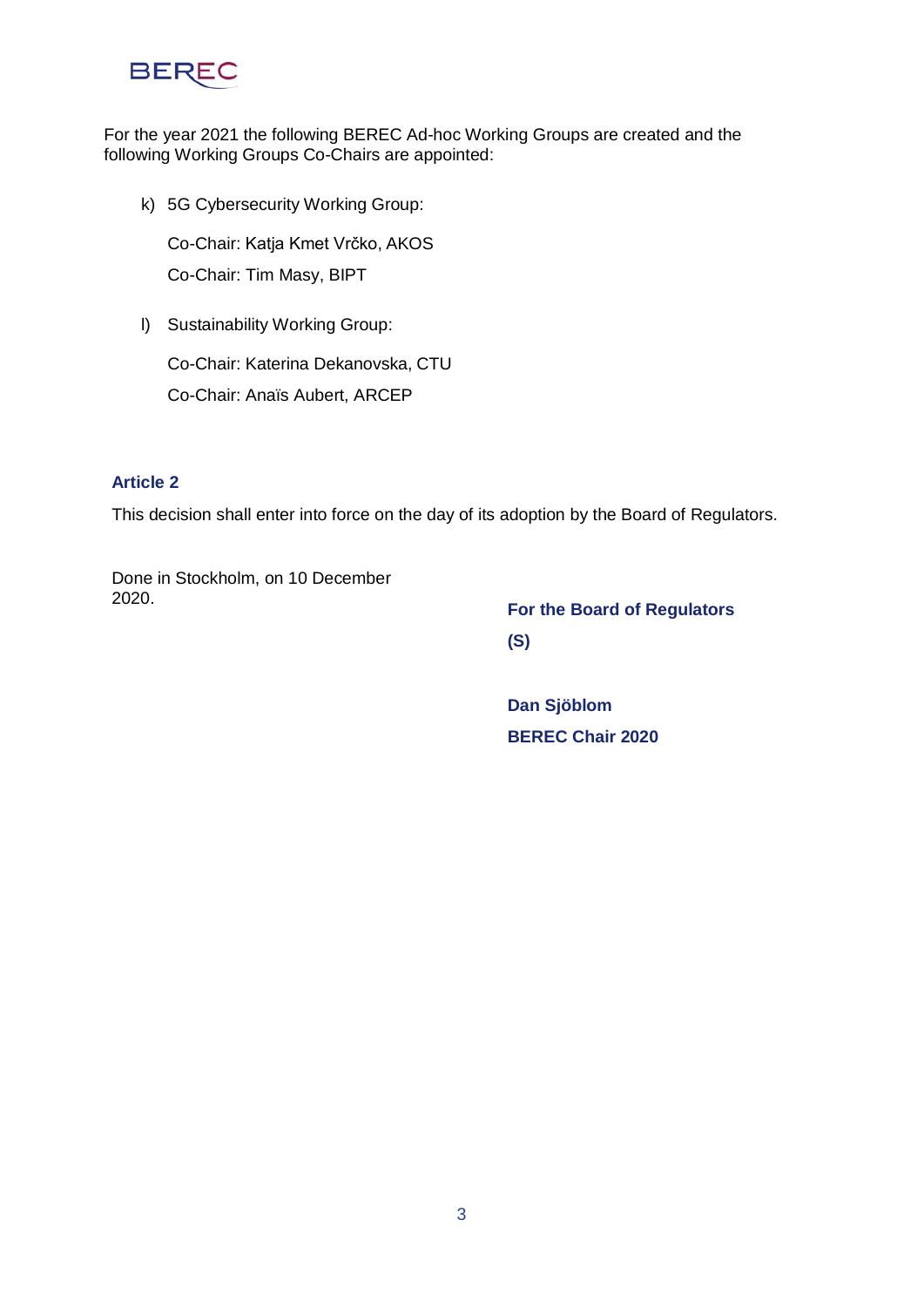For the year 2021 the following BEREC Ad-hoc Working Groups are created and the following Working Groups Co-Chairs are appointed:

k) 5G Cybersecurity Working Group:

Co-Chair: Katja Kmet Vrčko, AKOS

Co-Chair: Tim Masy, BIPT

l) Sustainability Working Group:

Co-Chair: Katerina Dekanovska, CTU

Co-Chair: Anaïs Aubert, ARCEP

### Article 2

This decision shall enter into force on the day of its adoption by the Board of Regulators.

Done in Stockholm, on 10 December 2020.

**For the Board of Regulators**

**(S)**

**Dan Sjöblom**

**BEREC Chair 2020**